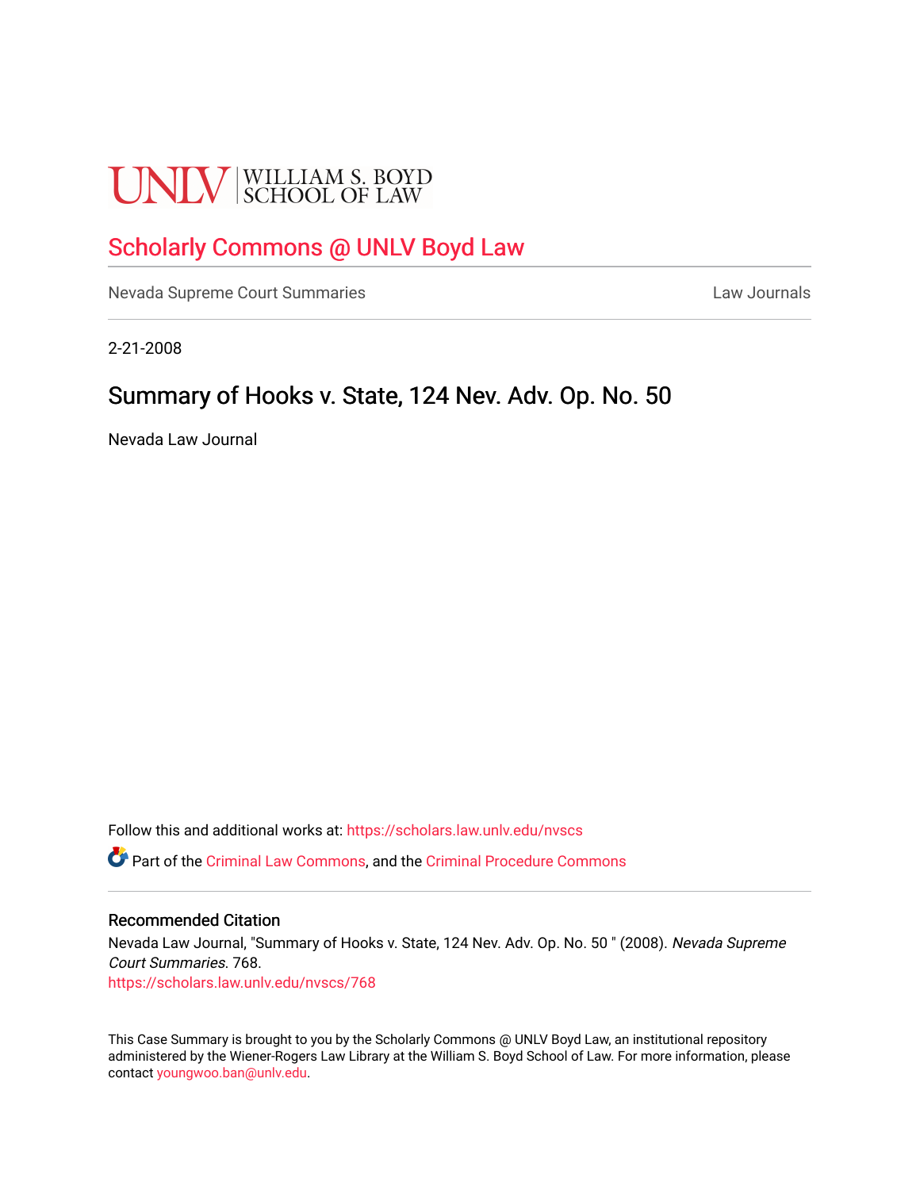UNLV | WILLIAM S. BOYD SCHOOL OF LAW

# Scholarly Commons @ UNLV Boyd Law

Nevada Supreme Court Summaries | Law Journals

2-21-2008

## Summary of Hooks v. State, 124 Nev. Adv. Op. No. 50

Nevada Law Journal

Follow this and additional works at: https://scholars.law.unlv.edu/nvscs

Part of the Criminal Law Commons, and the Criminal Procedure Commons

### Recommended Citation

Nevada Law Journal, "Summary of Hooks v. State, 124 Nev. Adv. Op. No. 50 " (2008). *Nevada Supreme Court Summaries*. 768.
https://scholars.law.unlv.edu/nvscs/768

This Case Summary is brought to you by the Scholarly Commons @ UNLV Boyd Law, an institutional repository administered by the Wiener-Rogers Law Library at the William S. Boyd School of Law. For more information, please contact youngwoo.ban@unlv.edu.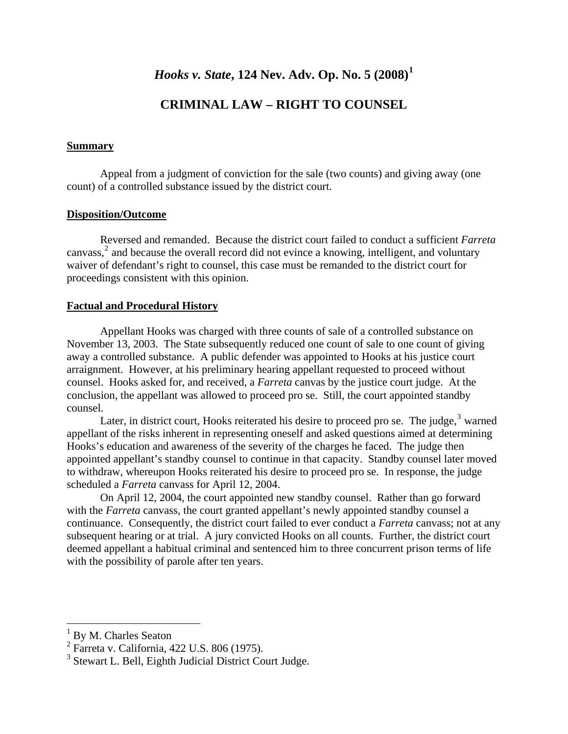# *Hooks v. State*, 124 Nev. Adv. Op. No. 5 (2008)[1]

## CRIMINAL LAW – RIGHT TO COUNSEL

**Summary**

Appeal from a judgment of conviction for the sale (two counts) and giving away (one count) of a controlled substance issued by the district court.

**Disposition/Outcome**

Reversed and remanded. Because the district court failed to conduct a sufficient *Farreta* canvass,[2] and because the overall record did not evince a knowing, intelligent, and voluntary waiver of defendant's right to counsel, this case must be remanded to the district court for proceedings consistent with this opinion.

**Factual and Procedural History**

Appellant Hooks was charged with three counts of sale of a controlled substance on November 13, 2003. The State subsequently reduced one count of sale to one count of giving away a controlled substance. A public defender was appointed to Hooks at his justice court arraignment. However, at his preliminary hearing appellant requested to proceed without counsel. Hooks asked for, and received, a *Farreta* canvas by the justice court judge. At the conclusion, the appellant was allowed to proceed pro se. Still, the court appointed standby counsel.

Later, in district court, Hooks reiterated his desire to proceed pro se. The judge,[3] warned appellant of the risks inherent in representing oneself and asked questions aimed at determining Hooks's education and awareness of the severity of the charges he faced. The judge then appointed appellant's standby counsel to continue in that capacity. Standby counsel later moved to withdraw, whereupon Hooks reiterated his desire to proceed pro se. In response, the judge scheduled a *Farreta* canvass for April 12, 2004.

On April 12, 2004, the court appointed new standby counsel. Rather than go forward with the *Farreta* canvass, the court granted appellant's newly appointed standby counsel a continuance. Consequently, the district court failed to ever conduct a *Farreta* canvass; not at any subsequent hearing or at trial. A jury convicted Hooks on all counts. Further, the district court deemed appellant a habitual criminal and sentenced him to three concurrent prison terms of life with the possibility of parole after ten years.

---

[1] By M. Charles Seaton

[2] Farreta v. California, 422 U.S. 806 (1975).

[3] Stewart L. Bell, Eighth Judicial District Court Judge.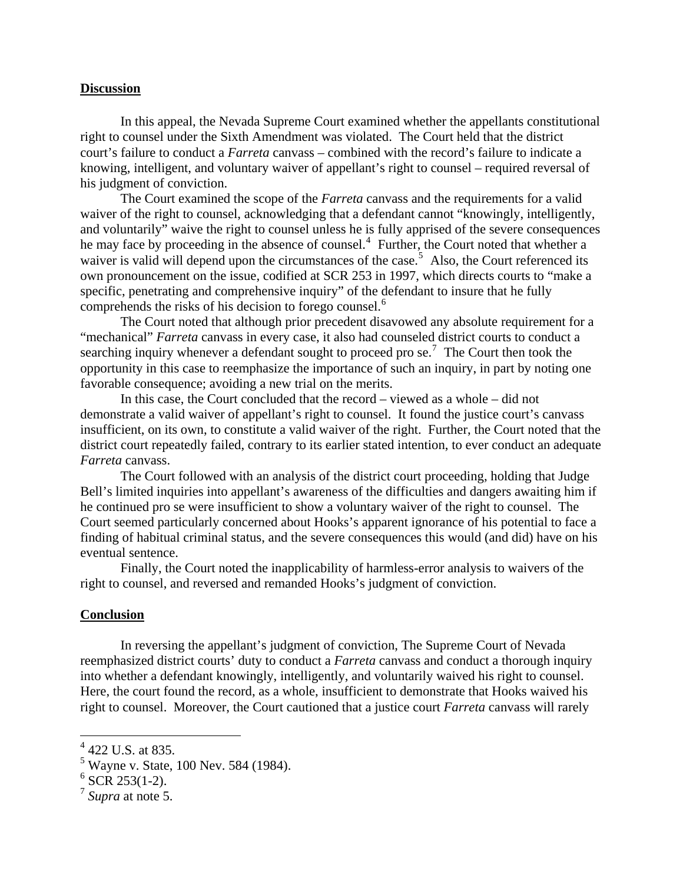**Discussion**

In this appeal, the Nevada Supreme Court examined whether the appellants constitutional right to counsel under the Sixth Amendment was violated. The Court held that the district court's failure to conduct a *Farreta* canvass – combined with the record's failure to indicate a knowing, intelligent, and voluntary waiver of appellant's right to counsel – required reversal of his judgment of conviction.

The Court examined the scope of the *Farreta* canvass and the requirements for a valid waiver of the right to counsel, acknowledging that a defendant cannot "knowingly, intelligently, and voluntarily" waive the right to counsel unless he is fully apprised of the severe consequences he may face by proceeding in the absence of counsel.[4] Further, the Court noted that whether a waiver is valid will depend upon the circumstances of the case.[5] Also, the Court referenced its own pronouncement on the issue, codified at SCR 253 in 1997, which directs courts to "make a specific, penetrating and comprehensive inquiry" of the defendant to insure that he fully comprehends the risks of his decision to forego counsel.[6]

The Court noted that although prior precedent disavowed any absolute requirement for a "mechanical" *Farreta* canvass in every case, it also had counseled district courts to conduct a searching inquiry whenever a defendant sought to proceed pro se.[7] The Court then took the opportunity in this case to reemphasize the importance of such an inquiry, in part by noting one favorable consequence; avoiding a new trial on the merits.

In this case, the Court concluded that the record – viewed as a whole – did not demonstrate a valid waiver of appellant's right to counsel. It found the justice court's canvass insufficient, on its own, to constitute a valid waiver of the right. Further, the Court noted that the district court repeatedly failed, contrary to its earlier stated intention, to ever conduct an adequate *Farreta* canvass.

The Court followed with an analysis of the district court proceeding, holding that Judge Bell's limited inquiries into appellant's awareness of the difficulties and dangers awaiting him if he continued pro se were insufficient to show a voluntary waiver of the right to counsel. The Court seemed particularly concerned about Hooks's apparent ignorance of his potential to face a finding of habitual criminal status, and the severe consequences this would (and did) have on his eventual sentence.

Finally, the Court noted the inapplicability of harmless-error analysis to waivers of the right to counsel, and reversed and remanded Hooks's judgment of conviction.

**Conclusion**

In reversing the appellant's judgment of conviction, The Supreme Court of Nevada reemphasized district courts' duty to conduct a *Farreta* canvass and conduct a thorough inquiry into whether a defendant knowingly, intelligently, and voluntarily waived his right to counsel. Here, the court found the record, as a whole, insufficient to demonstrate that Hooks waived his right to counsel. Moreover, the Court cautioned that a justice court *Farreta* canvass will rarely

---

[4] 422 U.S. at 835.

[5] Wayne v. State, 100 Nev. 584 (1984).

[6] SCR 253(1-2).

[7] *Supra* at note 5.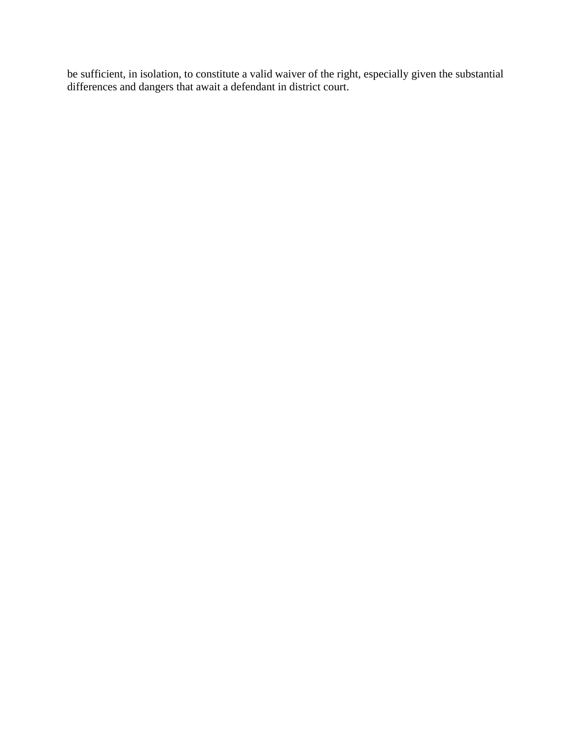be sufficient, in isolation, to constitute a valid waiver of the right, especially given the substantial differences and dangers that await a defendant in district court.